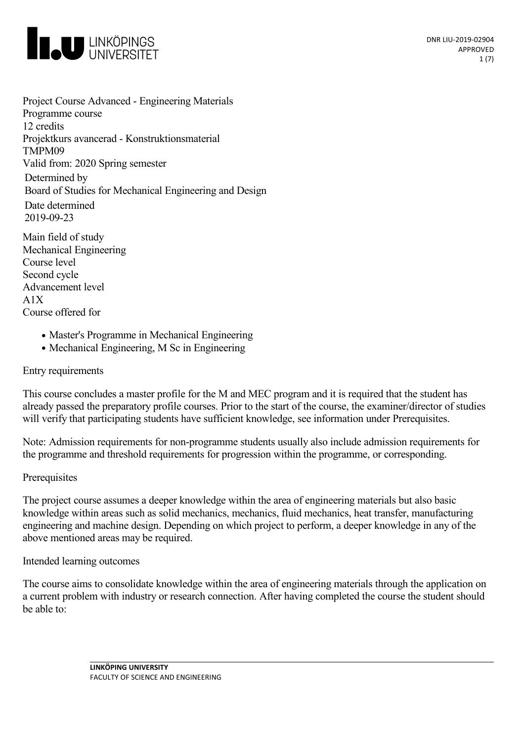Project Course Advanced - Engineering Materials
Programme course
12 credits
Projektkurs avancerad - Konstruktionsmaterial
TMPM09
Valid from: 2020 Spring semester

Determined by
Board of Studies for Mechanical Engineering and Design

Date determined
2019-09-23

Main field of study
Mechanical Engineering

Course level
Second cycle

Advancement level
A1X

Course offered for

- Master's Programme in Mechanical Engineering
- Mechanical Engineering, M Sc in Engineering

## Entry requirements

This course concludes a master profile for the M and MEC program and it is required that the student has already passed the preparatory profile courses. Prior to the start of the course, the examiner/director of studies will verify that participating students have sufficient knowledge, see information under Prerequisites.

Note: Admission requirements for non-programme students usually also include admission requirements for the programme and threshold requirements for progression within the programme, or corresponding.

## Prerequisites

The project course assumes a deeper knowledge within the area of engineering materials but also basic knowledge within areas such as solid mechanics, mechanics, fluid mechanics, heat transfer, manufacturing engineering and machine design. Depending on which project to perform, a deeper knowledge in any of the above mentioned areas may be required.

## Intended learning outcomes

The course aims to consolidate knowledge within the area of engineering materials through the application on a current problem with industry or research connection. After having completed the course the student should be able to: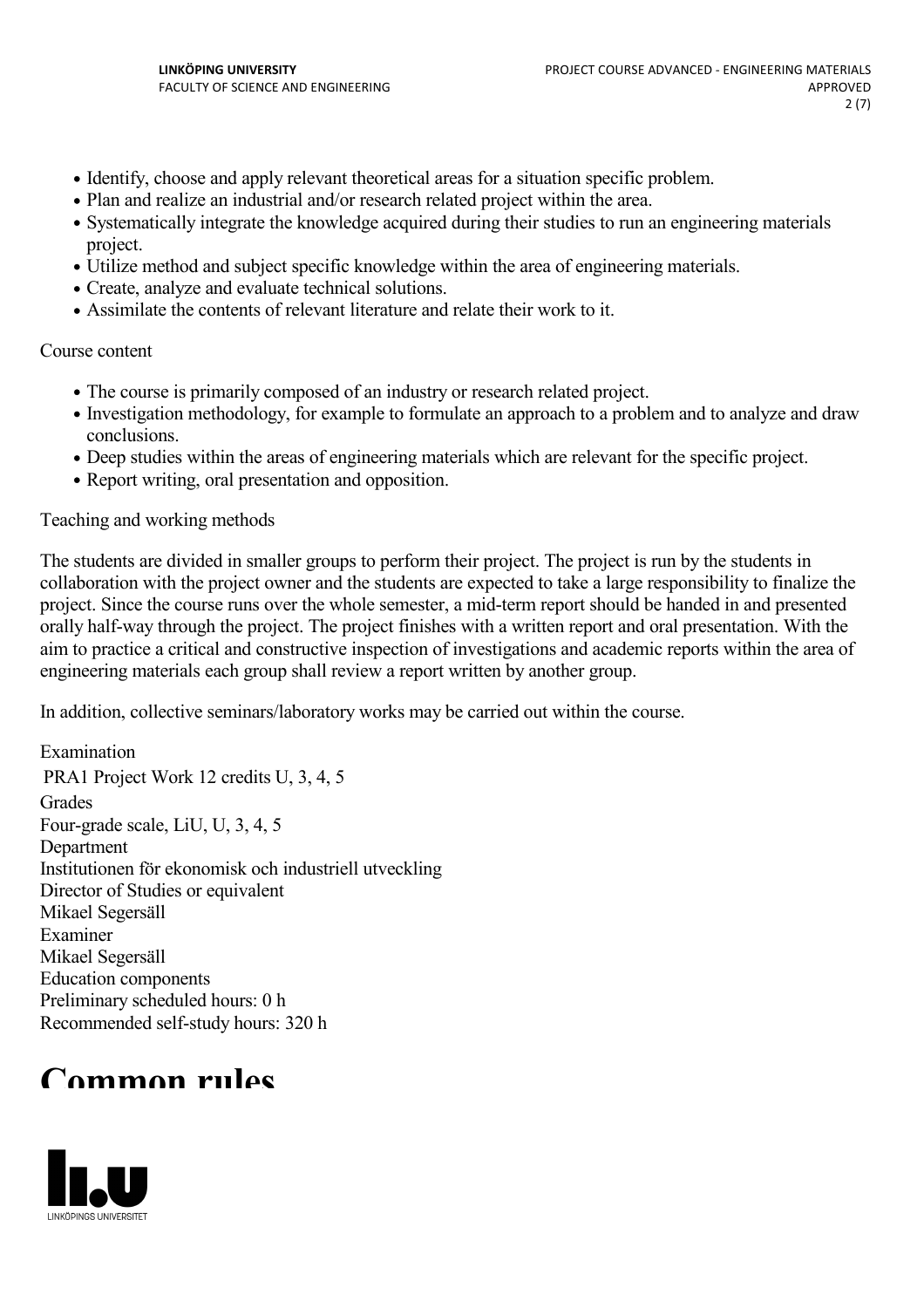- Identify, choose and apply relevant theoretical areas for a situation specific problem.
- Plan and realize an industrial and/or research related project within the area.
- Systematically integrate the knowledge acquired during their studies to run an engineering materials project.
- Utilize method and subject specific knowledge within the area of engineering materials.
- Create, analyze and evaluate technical solutions.
- Assimilate the contents of relevant literature and relate their work to it.

Course content

- The course is primarily composed of an industry or research related project.
- Investigation methodology, for example to formulate an approach to a problem and to analyze and draw conclusions.
- Deep studies within the areas of engineering materials which are relevant for the specific project.
- Report writing, oral presentation and opposition.

Teaching and working methods

The students are divided in smaller groups to perform their project. The project is run by the students in collaboration with the project owner and the students are expected to take a large responsibility to finalize the project. Since the course runs over the whole semester, a mid-term report should be handed in and presented orally half-way through the project. The project finishes with a written report and oral presentation. With the aim to practice a critical and constructive inspection of investigations and academic reports within the area of engineering materials each group shall review a report written by another group.

In addition, collective seminars/laboratory works may be carried out within the course.

Examination
PRA1 Project Work 12 credits U, 3, 4, 5
Grades
Four-grade scale, LiU, U, 3, 4, 5
Department
Institutionen för ekonomisk och industriell utveckling
Director of Studies or equivalent
Mikael Segersäll
Examiner
Mikael Segersäll
Education components
Preliminary scheduled hours: 0 h
Recommended self-study hours: 320 h

# Common rules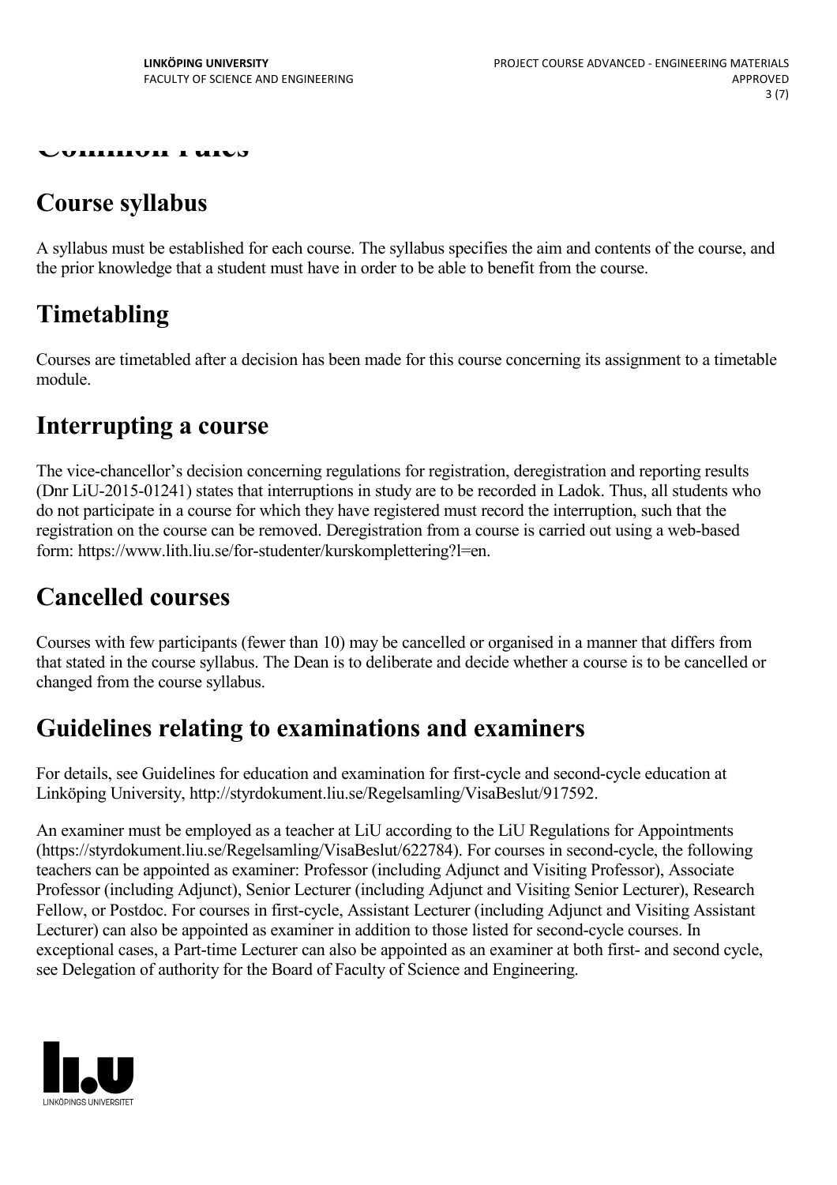# Common rules

## Course syllabus

A syllabus must be established for each course. The syllabus specifies the aim and contents of the course, and the prior knowledge that a student must have in order to be able to benefit from the course.

## Timetabling

Courses are timetabled after a decision has been made for this course concerning its assignment to a timetable module.

## Interrupting a course

The vice-chancellor's decision concerning regulations for registration, deregistration and reporting results (Dnr LiU-2015-01241) states that interruptions in study are to be recorded in Ladok. Thus, all students who do not participate in a course for which they have registered must record the interruption, such that the registration on the course can be removed. Deregistration from a course is carried out using a web-based form: https://www.lith.liu.se/for-studenter/kurskomplettering?l=en.

## Cancelled courses

Courses with few participants (fewer than 10) may be cancelled or organised in a manner that differs from that stated in the course syllabus. The Dean is to deliberate and decide whether a course is to be cancelled or changed from the course syllabus.

## Guidelines relating to examinations and examiners

For details, see Guidelines for education and examination for first-cycle and second-cycle education at Linköping University, http://styrdokument.liu.se/Regelsamling/VisaBeslut/917592.

An examiner must be employed as a teacher at LiU according to the LiU Regulations for Appointments (https://styrdokument.liu.se/Regelsamling/VisaBeslut/622784). For courses in second-cycle, the following teachers can be appointed as examiner: Professor (including Adjunct and Visiting Professor), Associate Professor (including Adjunct), Senior Lecturer (including Adjunct and Visiting Senior Lecturer), Research Fellow, or Postdoc. For courses in first-cycle, Assistant Lecturer (including Adjunct and Visiting Assistant Lecturer) can also be appointed as examiner in addition to those listed for second-cycle courses. In exceptional cases, a Part-time Lecturer can also be appointed as an examiner at both first- and second cycle, see Delegation of authority for the Board of Faculty of Science and Engineering.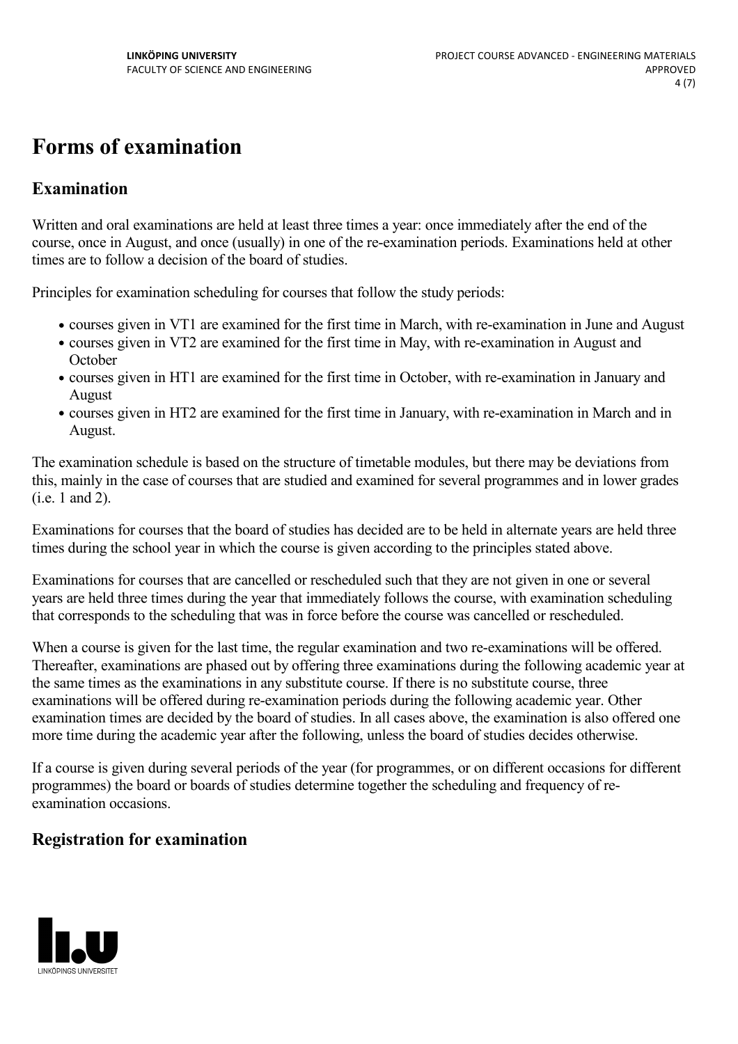# Forms of examination

## Examination

Written and oral examinations are held at least three times a year: once immediately after the end of the course, once in August, and once (usually) in one of the re-examination periods. Examinations held at other times are to follow a decision of the board of studies.

Principles for examination scheduling for courses that follow the study periods:

- courses given in VT1 are examined for the first time in March, with re-examination in June and August
- courses given in VT2 are examined for the first time in May, with re-examination in August and October
- courses given in HT1 are examined for the first time in October, with re-examination in January and August
- courses given in HT2 are examined for the first time in January, with re-examination in March and in August.

The examination schedule is based on the structure of timetable modules, but there may be deviations from this, mainly in the case of courses that are studied and examined for several programmes and in lower grades (i.e. 1 and 2).

Examinations for courses that the board of studies has decided are to be held in alternate years are held three times during the school year in which the course is given according to the principles stated above.

Examinations for courses that are cancelled or rescheduled such that they are not given in one or several years are held three times during the year that immediately follows the course, with examination scheduling that corresponds to the scheduling that was in force before the course was cancelled or rescheduled.

When a course is given for the last time, the regular examination and two re-examinations will be offered. Thereafter, examinations are phased out by offering three examinations during the following academic year at the same times as the examinations in any substitute course. If there is no substitute course, three examinations will be offered during re-examination periods during the following academic year. Other examination times are decided by the board of studies. In all cases above, the examination is also offered one more time during the academic year after the following, unless the board of studies decides otherwise.

If a course is given during several periods of the year (for programmes, or on different occasions for different programmes) the board or boards of studies determine together the scheduling and frequency of re-examination occasions.

## Registration for examination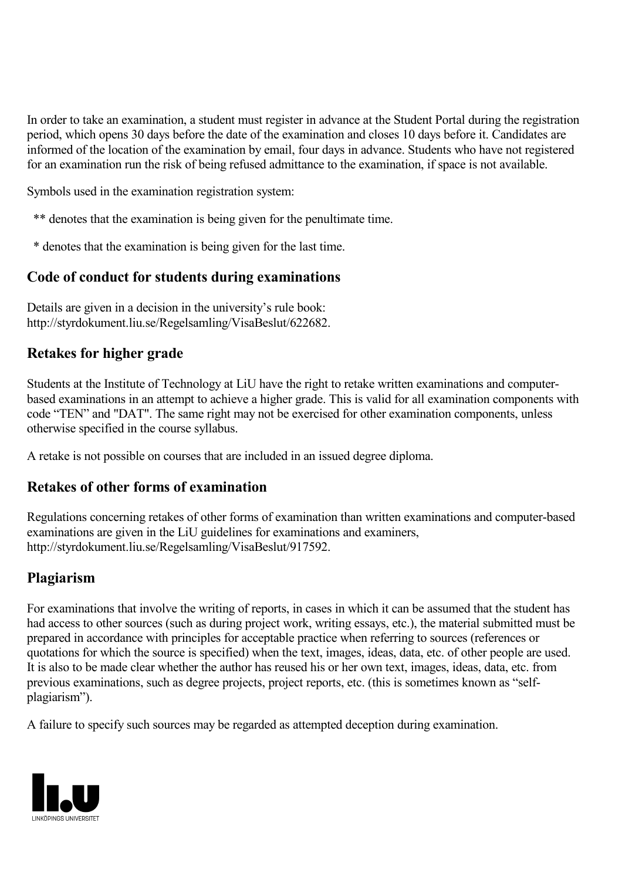In order to take an examination, a student must register in advance at the Student Portal during the registration period, which opens 30 days before the date of the examination and closes 10 days before it. Candidates are informed of the location of the examination by email, four days in advance. Students who have not registered for an examination run the risk of being refused admittance to the examination, if space is not available.

Symbols used in the examination registration system:

** denotes that the examination is being given for the penultimate time.

* denotes that the examination is being given for the last time.

## Code of conduct for students during examinations

Details are given in a decision in the university's rule book: http://styrdokument.liu.se/Regelsamling/VisaBeslut/622682.

## Retakes for higher grade

Students at the Institute of Technology at LiU have the right to retake written examinations and computer-based examinations in an attempt to achieve a higher grade. This is valid for all examination components with code "TEN" and "DAT". The same right may not be exercised for other examination components, unless otherwise specified in the course syllabus.

A retake is not possible on courses that are included in an issued degree diploma.

## Retakes of other forms of examination

Regulations concerning retakes of other forms of examination than written examinations and computer-based examinations are given in the LiU guidelines for examinations and examiners, http://styrdokument.liu.se/Regelsamling/VisaBeslut/917592.

## Plagiarism

For examinations that involve the writing of reports, in cases in which it can be assumed that the student has had access to other sources (such as during project work, writing essays, etc.), the material submitted must be prepared in accordance with principles for acceptable practice when referring to sources (references or quotations for which the source is specified) when the text, images, ideas, data, etc. of other people are used. It is also to be made clear whether the author has reused his or her own text, images, ideas, data, etc. from previous examinations, such as degree projects, project reports, etc. (this is sometimes known as "self-plagiarism").

A failure to specify such sources may be regarded as attempted deception during examination.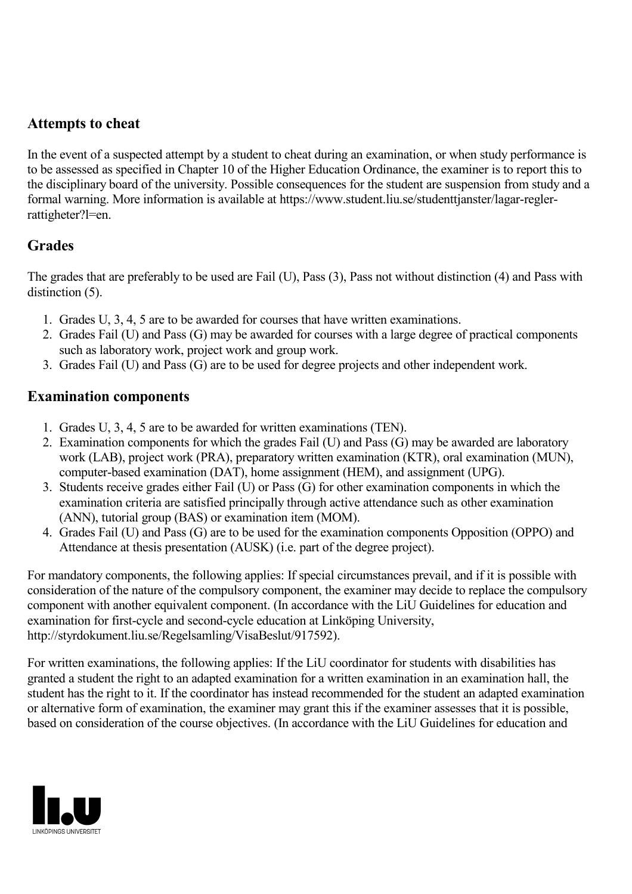## Attempts to cheat

In the event of a suspected attempt by a student to cheat during an examination, or when study performance is to be assessed as specified in Chapter 10 of the Higher Education Ordinance, the examiner is to report this to the disciplinary board of the university. Possible consequences for the student are suspension from study and a formal warning. More information is available at https://www.student.liu.se/studenttjanster/lagar-regler-rattigheter?l=en.

## Grades

The grades that are preferably to be used are Fail (U), Pass (3), Pass not without distinction (4) and Pass with distinction (5).

1. Grades U, 3, 4, 5 are to be awarded for courses that have written examinations.
2. Grades Fail (U) and Pass (G) may be awarded for courses with a large degree of practical components such as laboratory work, project work and group work.
3. Grades Fail (U) and Pass (G) are to be used for degree projects and other independent work.

## Examination components

1. Grades U, 3, 4, 5 are to be awarded for written examinations (TEN).
2. Examination components for which the grades Fail (U) and Pass (G) may be awarded are laboratory work (LAB), project work (PRA), preparatory written examination (KTR), oral examination (MUN), computer-based examination (DAT), home assignment (HEM), and assignment (UPG).
3. Students receive grades either Fail (U) or Pass (G) for other examination components in which the examination criteria are satisfied principally through active attendance such as other examination (ANN), tutorial group (BAS) or examination item (MOM).
4. Grades Fail (U) and Pass (G) are to be used for the examination components Opposition (OPPO) and Attendance at thesis presentation (AUSK) (i.e. part of the degree project).

For mandatory components, the following applies: If special circumstances prevail, and if it is possible with consideration of the nature of the compulsory component, the examiner may decide to replace the compulsory component with another equivalent component. (In accordance with the LiU Guidelines for education and examination for first-cycle and second-cycle education at Linköping University, http://styrdokument.liu.se/Regelsamling/VisaBeslut/917592).

For written examinations, the following applies: If the LiU coordinator for students with disabilities has granted a student the right to an adapted examination for a written examination in an examination hall, the student has the right to it. If the coordinator has instead recommended for the student an adapted examination or alternative form of examination, the examiner may grant this if the examiner assesses that it is possible, based on consideration of the course objectives. (In accordance with the LiU Guidelines for education and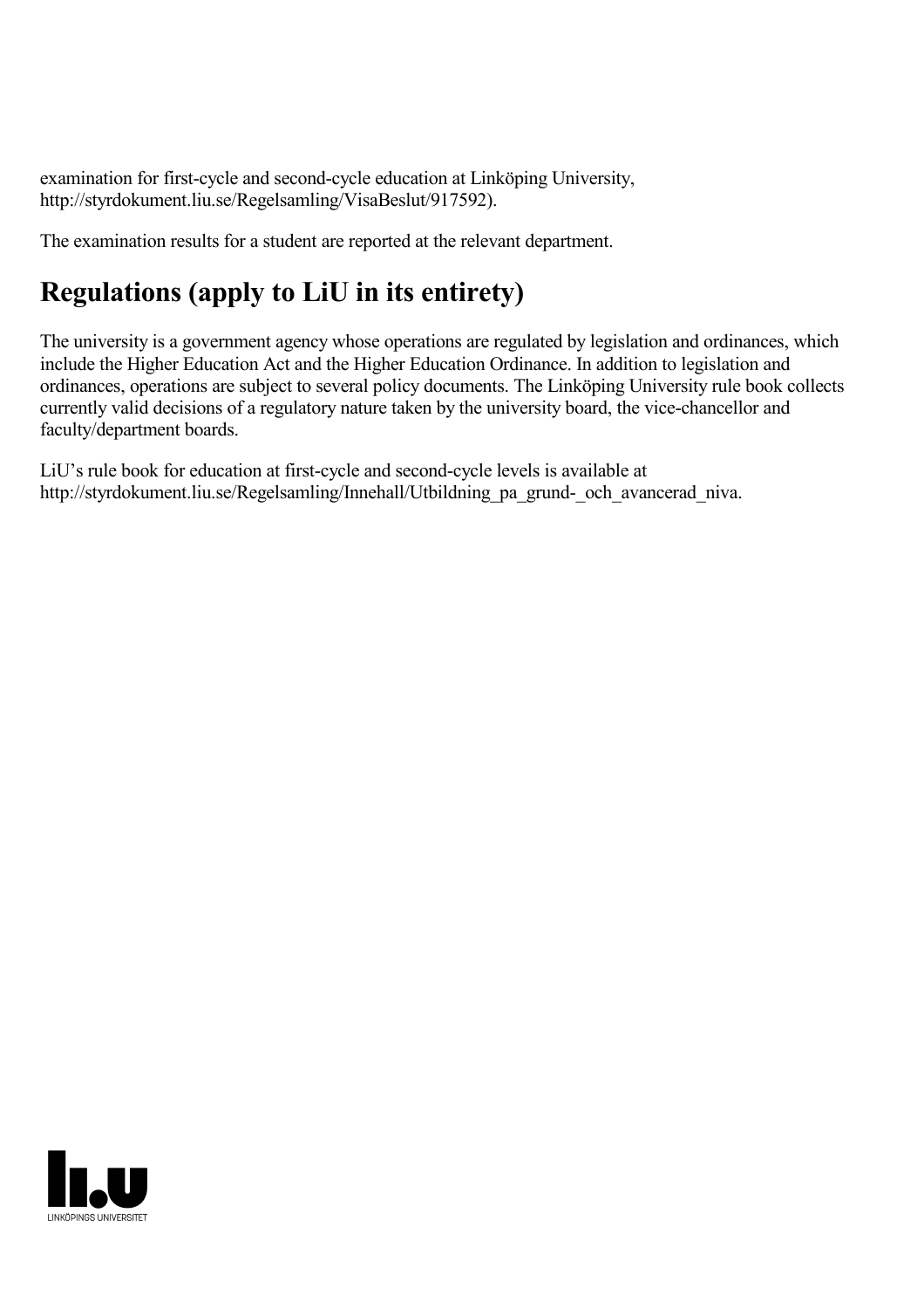examination for first-cycle and second-cycle education at Linköping University, http://styrdokument.liu.se/Regelsamling/VisaBeslut/917592).

The examination results for a student are reported at the relevant department.

# Regulations (apply to LiU in its entirety)

The university is a government agency whose operations are regulated by legislation and ordinances, which include the Higher Education Act and the Higher Education Ordinance. In addition to legislation and ordinances, operations are subject to several policy documents. The Linköping University rule book collects currently valid decisions of a regulatory nature taken by the university board, the vice-chancellor and faculty/department boards.

LiU's rule book for education at first-cycle and second-cycle levels is available at http://styrdokument.liu.se/Regelsamling/Innehall/Utbildning_pa_grund-_och_avancerad_niva.